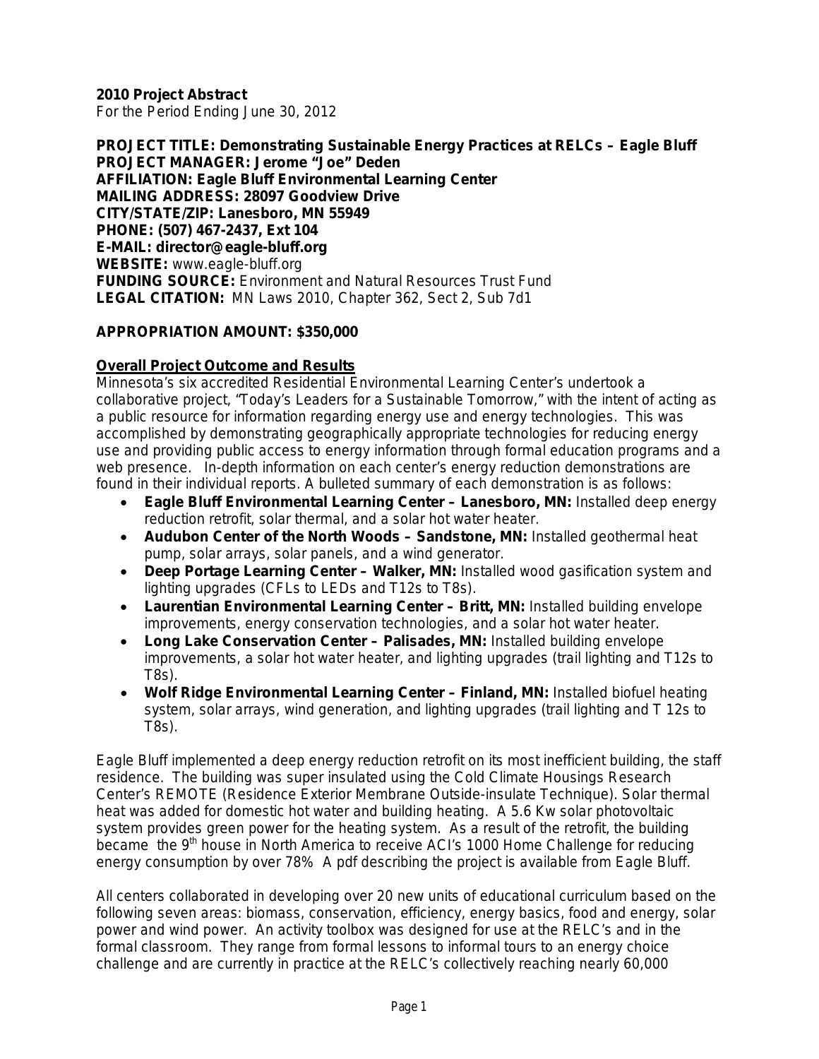**2010 Project Abstract**
For the Period Ending June 30, 2012

**PROJECT TITLE: Demonstrating Sustainable Energy Practices at RELCs – Eagle Bluff**
**PROJECT MANAGER: Jerome "Joe" Deden**
**AFFILIATION: Eagle Bluff Environmental Learning Center**
**MAILING ADDRESS: 28097 Goodview Drive**
**CITY/STATE/ZIP: Lanesboro, MN 55949**
**PHONE: (507) 467-2437, Ext 104**
**E-MAIL: director@eagle-bluff.org**
**WEBSITE:** www.eagle-bluff.org
**FUNDING SOURCE:** Environment and Natural Resources Trust Fund
**LEGAL CITATION:** MN Laws 2010, Chapter 362, Sect 2, Sub 7d1

**APPROPRIATION AMOUNT: $350,000**

**Overall Project Outcome and Results**

Minnesota's six accredited Residential Environmental Learning Center's undertook a collaborative project, "Today's Leaders for a Sustainable Tomorrow," with the intent of acting as a public resource for information regarding energy use and energy technologies. This was accomplished by demonstrating geographically appropriate technologies for reducing energy use and providing public access to energy information through formal education programs and a web presence. In-depth information on each center's energy reduction demonstrations are found in their individual reports. A bulleted summary of each demonstration is as follows:

- **Eagle Bluff Environmental Learning Center – Lanesboro, MN:** Installed deep energy reduction retrofit, solar thermal, and a solar hot water heater.
- **Audubon Center of the North Woods – Sandstone, MN:** Installed geothermal heat pump, solar arrays, solar panels, and a wind generator.
- **Deep Portage Learning Center – Walker, MN:** Installed wood gasification system and lighting upgrades (CFLs to LEDs and T12s to T8s).
- **Laurentian Environmental Learning Center – Britt, MN:** Installed building envelope improvements, energy conservation technologies, and a solar hot water heater.
- **Long Lake Conservation Center – Palisades, MN:** Installed building envelope improvements, a solar hot water heater, and lighting upgrades (trail lighting and T12s to T8s).
- **Wolf Ridge Environmental Learning Center – Finland, MN:** Installed biofuel heating system, solar arrays, wind generation, and lighting upgrades (trail lighting and T 12s to T8s).

Eagle Bluff implemented a deep energy reduction retrofit on its most inefficient building, the staff residence. The building was super insulated using the Cold Climate Housings Research Center's REMOTE (Residence Exterior Membrane Outside-insulate Technique). Solar thermal heat was added for domestic hot water and building heating. A 5.6 Kw solar photovoltaic system provides green power for the heating system. As a result of the retrofit, the building became the 9th house in North America to receive ACI's 1000 Home Challenge for reducing energy consumption by over 78% A pdf describing the project is available from Eagle Bluff.

All centers collaborated in developing over 20 new units of educational curriculum based on the following seven areas: biomass, conservation, efficiency, energy basics, food and energy, solar power and wind power. An activity toolbox was designed for use at the RELC's and in the formal classroom. They range from formal lessons to informal tours to an energy choice challenge and are currently in practice at the RELC's collectively reaching nearly 60,000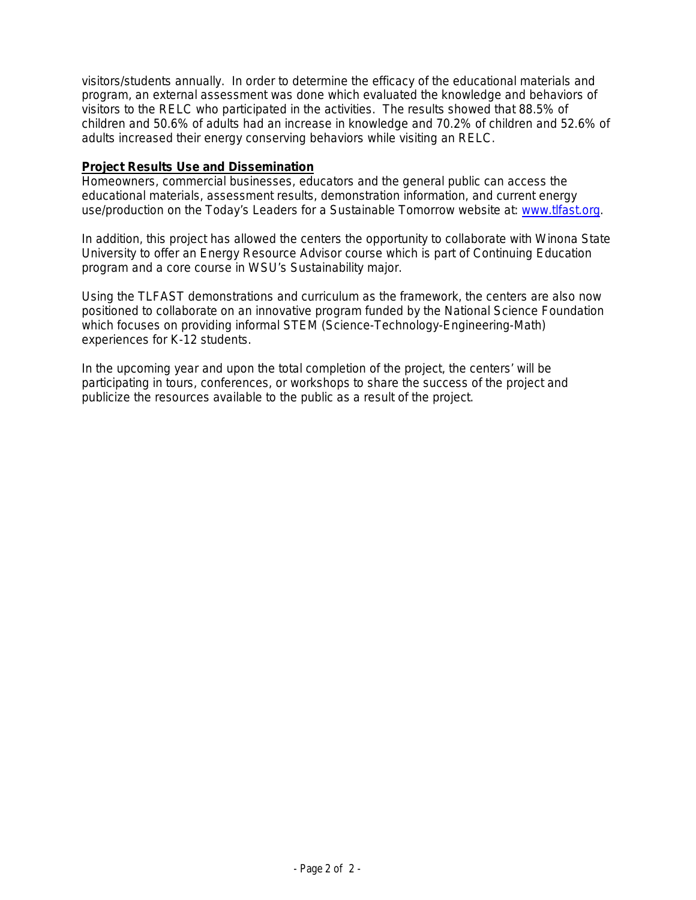visitors/students annually. In order to determine the efficacy of the educational materials and program, an external assessment was done which evaluated the knowledge and behaviors of visitors to the RELC who participated in the activities. The results showed that 88.5% of children and 50.6% of adults had an increase in knowledge and 70.2% of children and 52.6% of adults increased their energy conserving behaviors while visiting an RELC.

**Project Results Use and Dissemination**

Homeowners, commercial businesses, educators and the general public can access the educational materials, assessment results, demonstration information, and current energy use/production on the Today's Leaders for a Sustainable Tomorrow website at: www.tlfast.org.

In addition, this project has allowed the centers the opportunity to collaborate with Winona State University to offer an Energy Resource Advisor course which is part of Continuing Education program and a core course in WSU's Sustainability major.

Using the TLFAST demonstrations and curriculum as the framework, the centers are also now positioned to collaborate on an innovative program funded by the National Science Foundation which focuses on providing informal STEM (Science-Technology-Engineering-Math) experiences for K-12 students.

In the upcoming year and upon the total completion of the project, the centers' will be participating in tours, conferences, or workshops to share the success of the project and publicize the resources available to the public as a result of the project.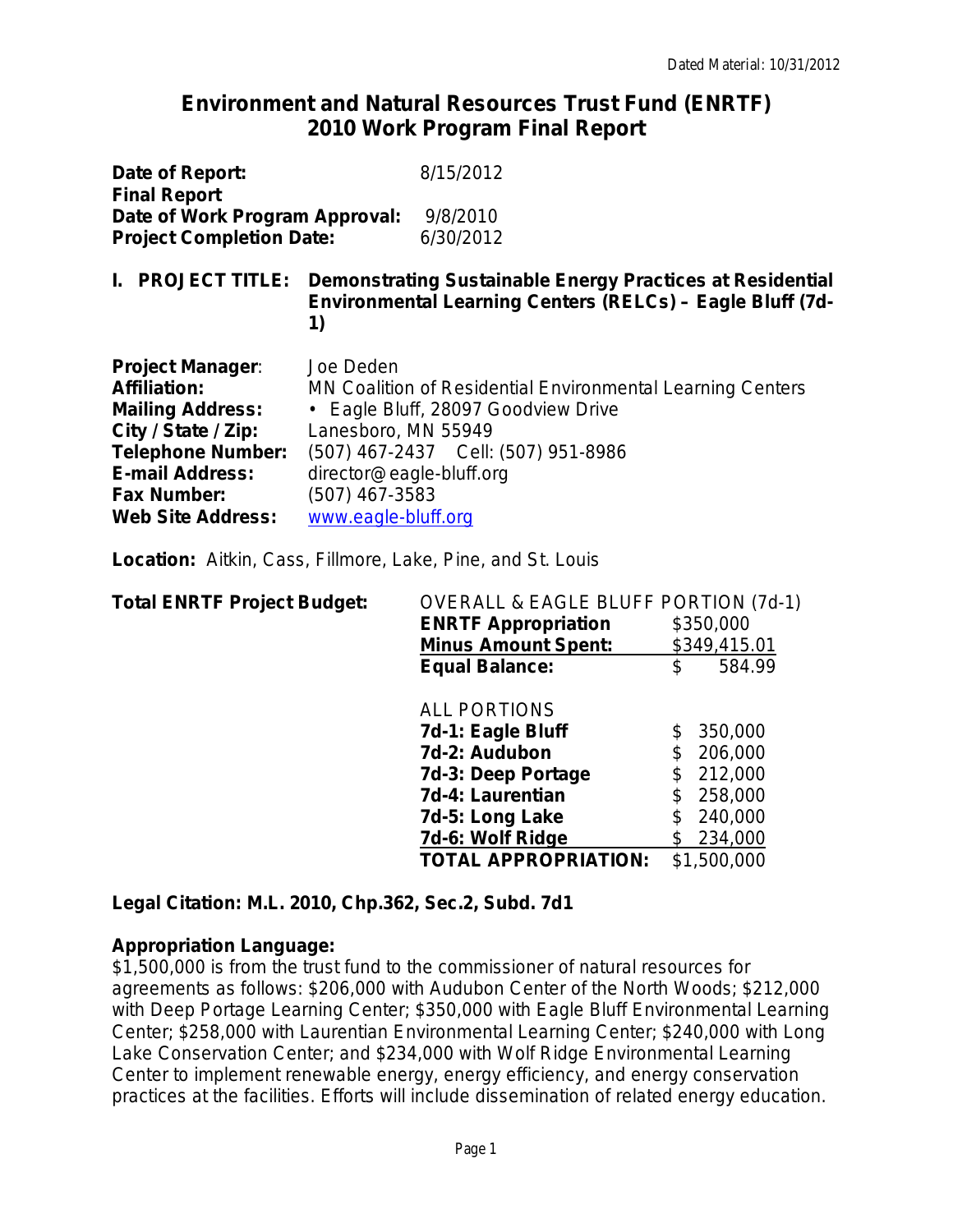Dated Material: 10/31/2012

# Environment and Natural Resources Trust Fund (ENRTF) 2010 Work Program Final Report

**Date of Report:** 8/15/2012
**Final Report**
**Date of Work Program Approval:** 9/8/2010
**Project Completion Date:** 6/30/2012

## I. PROJECT TITLE: Demonstrating Sustainable Energy Practices at Residential Environmental Learning Centers (RELCs) – Eagle Bluff (7d-1)

**Project Manager**: Joe Deden
**Affiliation:** MN Coalition of Residential Environmental Learning Centers
**Mailing Address:** • Eagle Bluff, 28097 Goodview Drive
**City / State / Zip:** Lanesboro, MN 55949
**Telephone Number:** (507) 467-2437 Cell: (507) 951-8986
**E-mail Address:** director@eagle-bluff.org
**Fax Number:** (507) 467-3583
**Web Site Address:** www.eagle-bluff.org

**Location:** Aitkin, Cass, Fillmore, Lake, Pine, and St. Louis

**Total ENRTF Project Budget:**

| OVERALL & EAGLE BLUFF PORTION (7d-1) | |
|---|---|
| **ENRTF Appropriation** | $350,000 |
| **Minus Amount Spent:** | $349,415.01 |
| **Equal Balance:** | $ 584.99 |

| ALL PORTIONS | |
|---|---|
| **7d-1: Eagle Bluff** | $ 350,000 |
| **7d-2: Audubon** | $ 206,000 |
| **7d-3: Deep Portage** | $ 212,000 |
| **7d-4: Laurentian** | $ 258,000 |
| **7d-5: Long Lake** | $ 240,000 |
| **7d-6: Wolf Ridge** | $ 234,000 |
| **TOTAL APPROPRIATION:** | $1,500,000 |

**Legal Citation: M.L. 2010, Chp.362, Sec.2, Subd. 7d1**

**Appropriation Language:**
$1,500,000 is from the trust fund to the commissioner of natural resources for agreements as follows: $206,000 with Audubon Center of the North Woods; $212,000 with Deep Portage Learning Center; $350,000 with Eagle Bluff Environmental Learning Center; $258,000 with Laurentian Environmental Learning Center; $240,000 with Long Lake Conservation Center; and $234,000 with Wolf Ridge Environmental Learning Center to implement renewable energy, energy efficiency, and energy conservation practices at the facilities. Efforts will include dissemination of related energy education.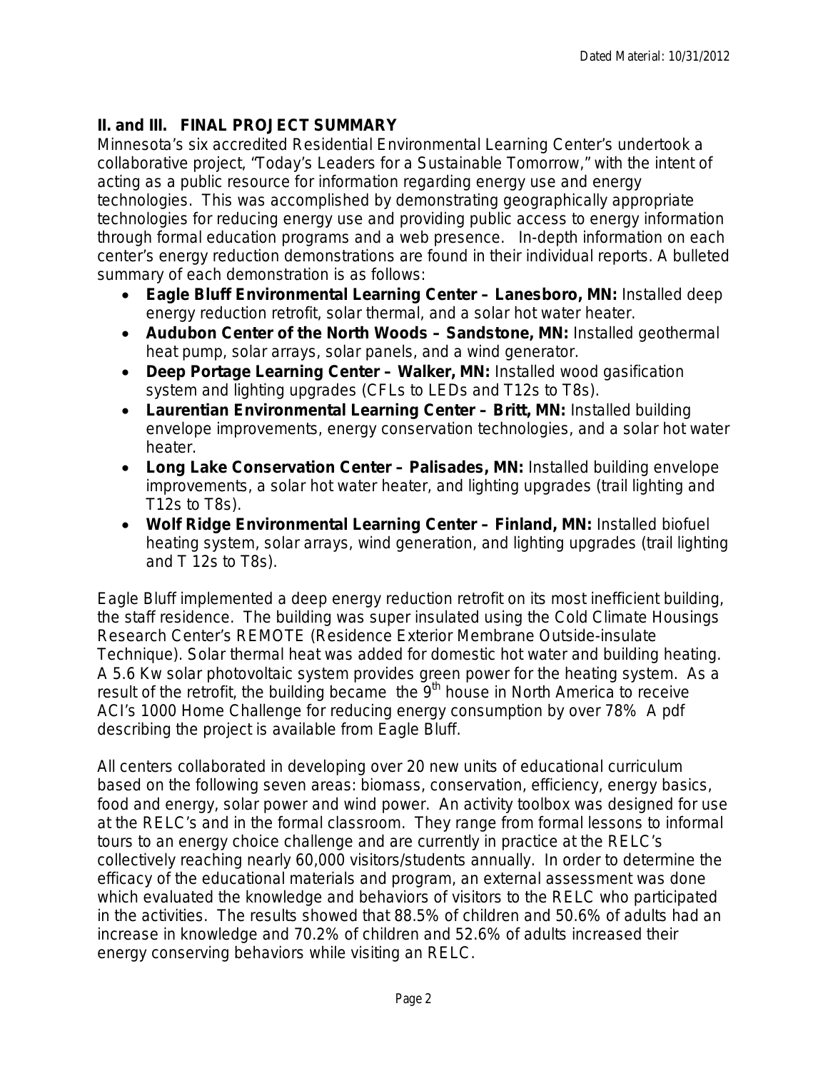## II. and III. FINAL PROJECT SUMMARY

Minnesota's six accredited Residential Environmental Learning Center's undertook a collaborative project, "Today's Leaders for a Sustainable Tomorrow," with the intent of acting as a public resource for information regarding energy use and energy technologies. This was accomplished by demonstrating geographically appropriate technologies for reducing energy use and providing public access to energy information through formal education programs and a web presence. In-depth information on each center's energy reduction demonstrations are found in their individual reports. A bulleted summary of each demonstration is as follows:

- **Eagle Bluff Environmental Learning Center – Lanesboro, MN:** Installed deep energy reduction retrofit, solar thermal, and a solar hot water heater.
- **Audubon Center of the North Woods – Sandstone, MN:** Installed geothermal heat pump, solar arrays, solar panels, and a wind generator.
- **Deep Portage Learning Center – Walker, MN:** Installed wood gasification system and lighting upgrades (CFLs to LEDs and T12s to T8s).
- **Laurentian Environmental Learning Center – Britt, MN:** Installed building envelope improvements, energy conservation technologies, and a solar hot water heater.
- **Long Lake Conservation Center – Palisades, MN:** Installed building envelope improvements, a solar hot water heater, and lighting upgrades (trail lighting and T12s to T8s).
- **Wolf Ridge Environmental Learning Center – Finland, MN:** Installed biofuel heating system, solar arrays, wind generation, and lighting upgrades (trail lighting and T 12s to T8s).

Eagle Bluff implemented a deep energy reduction retrofit on its most inefficient building, the staff residence. The building was super insulated using the Cold Climate Housings Research Center's REMOTE (Residence Exterior Membrane Outside-insulate Technique). Solar thermal heat was added for domestic hot water and building heating. A 5.6 Kw solar photovoltaic system provides green power for the heating system. As a result of the retrofit, the building became the 9th house in North America to receive ACI's 1000 Home Challenge for reducing energy consumption by over 78% A pdf describing the project is available from Eagle Bluff.

All centers collaborated in developing over 20 new units of educational curriculum based on the following seven areas: biomass, conservation, efficiency, energy basics, food and energy, solar power and wind power. An activity toolbox was designed for use at the RELC's and in the formal classroom. They range from formal lessons to informal tours to an energy choice challenge and are currently in practice at the RELC's collectively reaching nearly 60,000 visitors/students annually. In order to determine the efficacy of the educational materials and program, an external assessment was done which evaluated the knowledge and behaviors of visitors to the RELC who participated in the activities. The results showed that 88.5% of children and 50.6% of adults had an increase in knowledge and 70.2% of children and 52.6% of adults increased their energy conserving behaviors while visiting an RELC.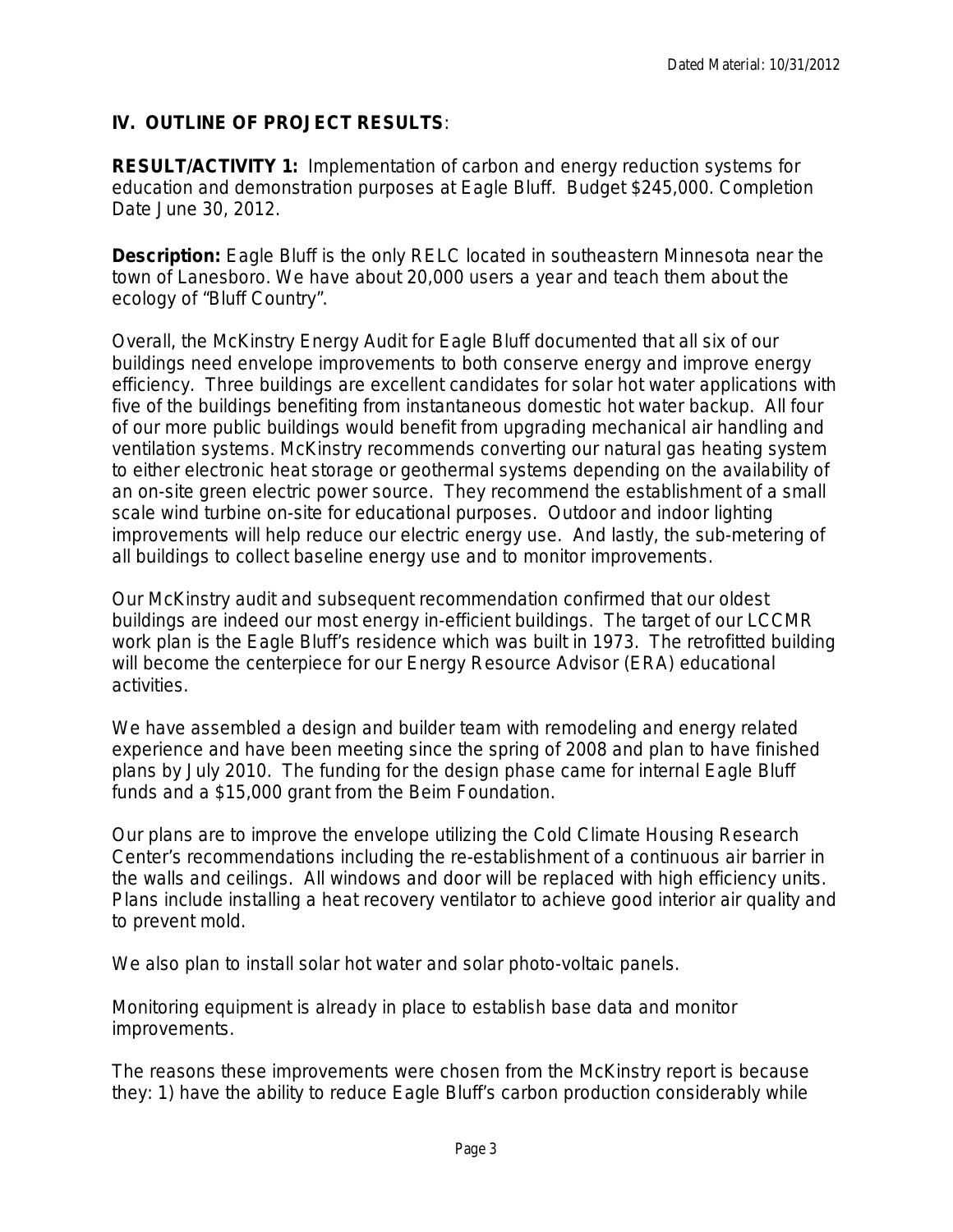## IV. OUTLINE OF PROJECT RESULTS:

**RESULT/ACTIVITY 1:** Implementation of carbon and energy reduction systems for education and demonstration purposes at Eagle Bluff. Budget $245,000. Completion Date June 30, 2012.

**Description:** Eagle Bluff is the only RELC located in southeastern Minnesota near the town of Lanesboro. We have about 20,000 users a year and teach them about the ecology of "Bluff Country".

Overall, the McKinstry Energy Audit for Eagle Bluff documented that all six of our buildings need envelope improvements to both conserve energy and improve energy efficiency. Three buildings are excellent candidates for solar hot water applications with five of the buildings benefiting from instantaneous domestic hot water backup. All four of our more public buildings would benefit from upgrading mechanical air handling and ventilation systems. McKinstry recommends converting our natural gas heating system to either electronic heat storage or geothermal systems depending on the availability of an on-site green electric power source. They recommend the establishment of a small scale wind turbine on-site for educational purposes. Outdoor and indoor lighting improvements will help reduce our electric energy use. And lastly, the sub-metering of all buildings to collect baseline energy use and to monitor improvements.

Our McKinstry audit and subsequent recommendation confirmed that our oldest buildings are indeed our most energy in-efficient buildings. The target of our LCCMR work plan is the Eagle Bluff's residence which was built in 1973. The retrofitted building will become the centerpiece for our Energy Resource Advisor (ERA) educational activities.

We have assembled a design and builder team with remodeling and energy related experience and have been meeting since the spring of 2008 and plan to have finished plans by July 2010. The funding for the design phase came for internal Eagle Bluff funds and a $15,000 grant from the Beim Foundation.

Our plans are to improve the envelope utilizing the Cold Climate Housing Research Center's recommendations including the re-establishment of a continuous air barrier in the walls and ceilings. All windows and door will be replaced with high efficiency units. Plans include installing a heat recovery ventilator to achieve good interior air quality and to prevent mold.

We also plan to install solar hot water and solar photo-voltaic panels.

Monitoring equipment is already in place to establish base data and monitor improvements.

The reasons these improvements were chosen from the McKinstry report is because they: 1) have the ability to reduce Eagle Bluff's carbon production considerably while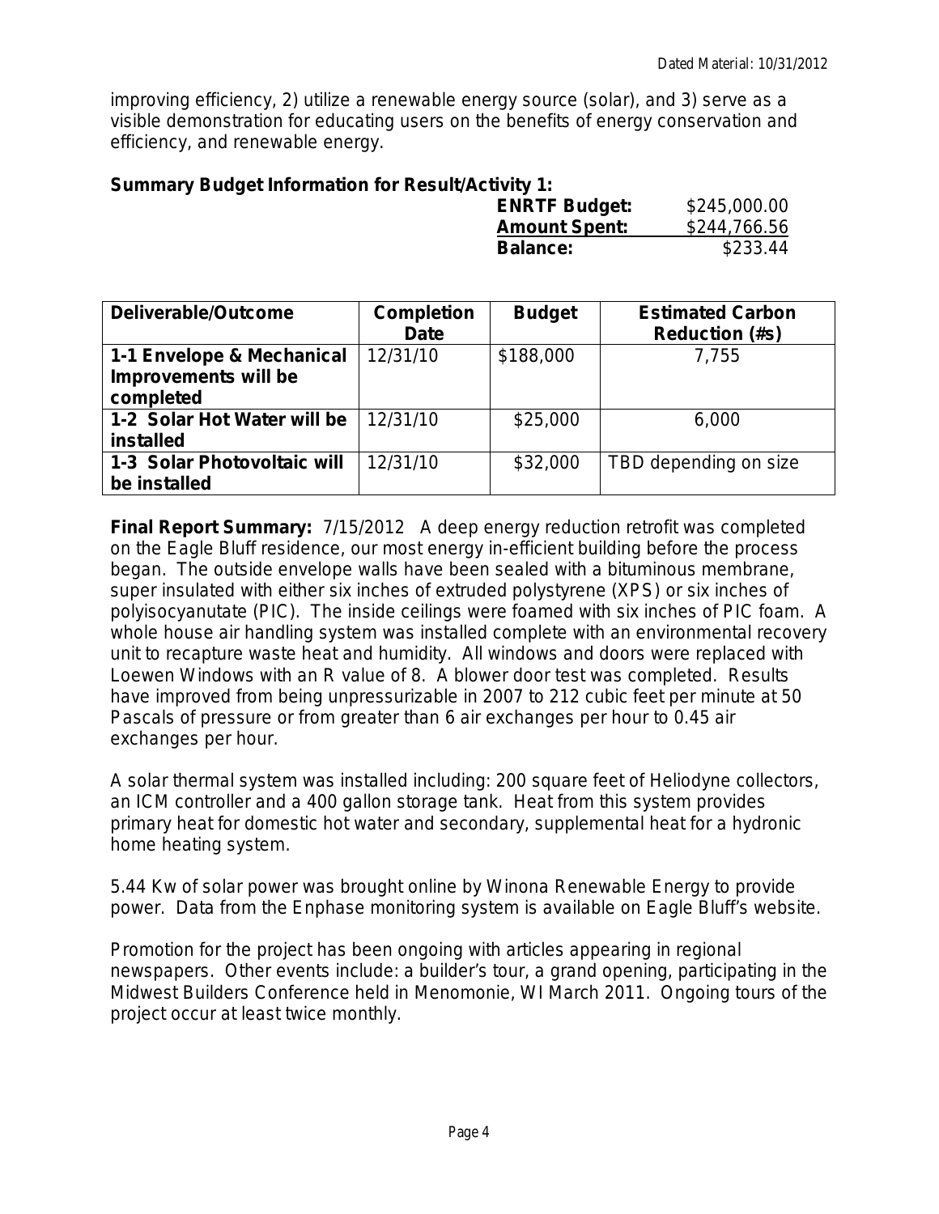improving efficiency, 2) utilize a renewable energy source (solar), and 3) serve as a visible demonstration for educating users on the benefits of energy conservation and efficiency, and renewable energy.

**Summary Budget Information for Result/Activity 1:**

| | |
|---|---|
| **ENRTF Budget:** | $245,000.00 |
| **Amount Spent:** | $244,766.56 |
| **Balance:** | $233.44 |

| Deliverable/Outcome | Completion Date | Budget | Estimated Carbon Reduction (#s) |
|---|---|---|---|
| **1-1 Envelope & Mechanical Improvements will be completed** | 12/31/10 | $188,000 | 7,755 |
| **1-2 Solar Hot Water will be installed** | 12/31/10 | $25,000 | 6,000 |
| **1-3 Solar Photovoltaic will be installed** | 12/31/10 | $32,000 | TBD depending on size |

**Final Report Summary:** 7/15/2012 A deep energy reduction retrofit was completed on the Eagle Bluff residence, our most energy in-efficient building before the process began. The outside envelope walls have been sealed with a bituminous membrane, super insulated with either six inches of extruded polystyrene (XPS) or six inches of polyisocyanutate (PIC). The inside ceilings were foamed with six inches of PIC foam. A whole house air handling system was installed complete with an environmental recovery unit to recapture waste heat and humidity. All windows and doors were replaced with Loewen Windows with an R value of 8. A blower door test was completed. Results have improved from being unpressurizable in 2007 to 212 cubic feet per minute at 50 Pascals of pressure or from greater than 6 air exchanges per hour to 0.45 air exchanges per hour.

A solar thermal system was installed including: 200 square feet of Heliodyne collectors, an ICM controller and a 400 gallon storage tank. Heat from this system provides primary heat for domestic hot water and secondary, supplemental heat for a hydronic home heating system.

5.44 Kw of solar power was brought online by Winona Renewable Energy to provide power. Data from the Enphase monitoring system is available on Eagle Bluff's website.

Promotion for the project has been ongoing with articles appearing in regional newspapers. Other events include: a builder's tour, a grand opening, participating in the Midwest Builders Conference held in Menomonie, WI March 2011. Ongoing tours of the project occur at least twice monthly.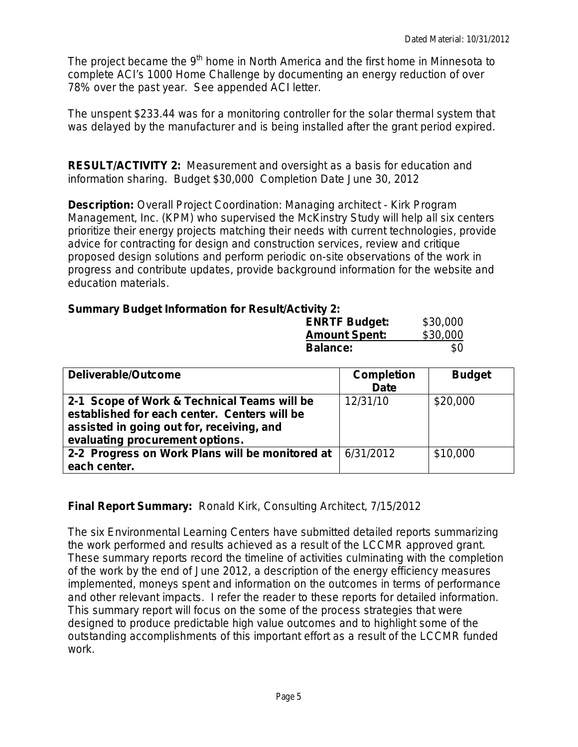The project became the 9th home in North America and the first home in Minnesota to complete ACI's 1000 Home Challenge by documenting an energy reduction of over 78% over the past year. See appended ACI letter.

The unspent $233.44 was for a monitoring controller for the solar thermal system that was delayed by the manufacturer and is being installed after the grant period expired.

**RESULT/ACTIVITY 2:** Measurement and oversight as a basis for education and information sharing. Budget $30,000 Completion Date June 30, 2012

**Description:** Overall Project Coordination: Managing architect - Kirk Program Management, Inc. (KPM) who supervised the McKinstry Study will help all six centers prioritize their energy projects matching their needs with current technologies, provide advice for contracting for design and construction services, review and critique proposed design solutions and perform periodic on-site observations of the work in progress and contribute updates, provide background information for the website and education materials.

**Summary Budget Information for Result/Activity 2:**

| | |
|---|---|
| **ENRTF Budget:** | $30,000 |
| **Amount Spent:** | $30,000 |
| **Balance:** | $0 |

| Deliverable/Outcome | Completion Date | Budget |
|---|---|---|
| **2-1 Scope of Work & Technical Teams will be established for each center. Centers will be assisted in going out for, receiving, and evaluating procurement options.** | 12/31/10 | $20,000 |
| **2-2 Progress on Work Plans will be monitored at each center.** | 6/31/2012 | $10,000 |

**Final Report Summary:** Ronald Kirk, Consulting Architect, 7/15/2012

The six Environmental Learning Centers have submitted detailed reports summarizing the work performed and results achieved as a result of the LCCMR approved grant. These summary reports record the timeline of activities culminating with the completion of the work by the end of June 2012, a description of the energy efficiency measures implemented, moneys spent and information on the outcomes in terms of performance and other relevant impacts. I refer the reader to these reports for detailed information. This summary report will focus on the some of the process strategies that were designed to produce predictable high value outcomes and to highlight some of the outstanding accomplishments of this important effort as a result of the LCCMR funded work.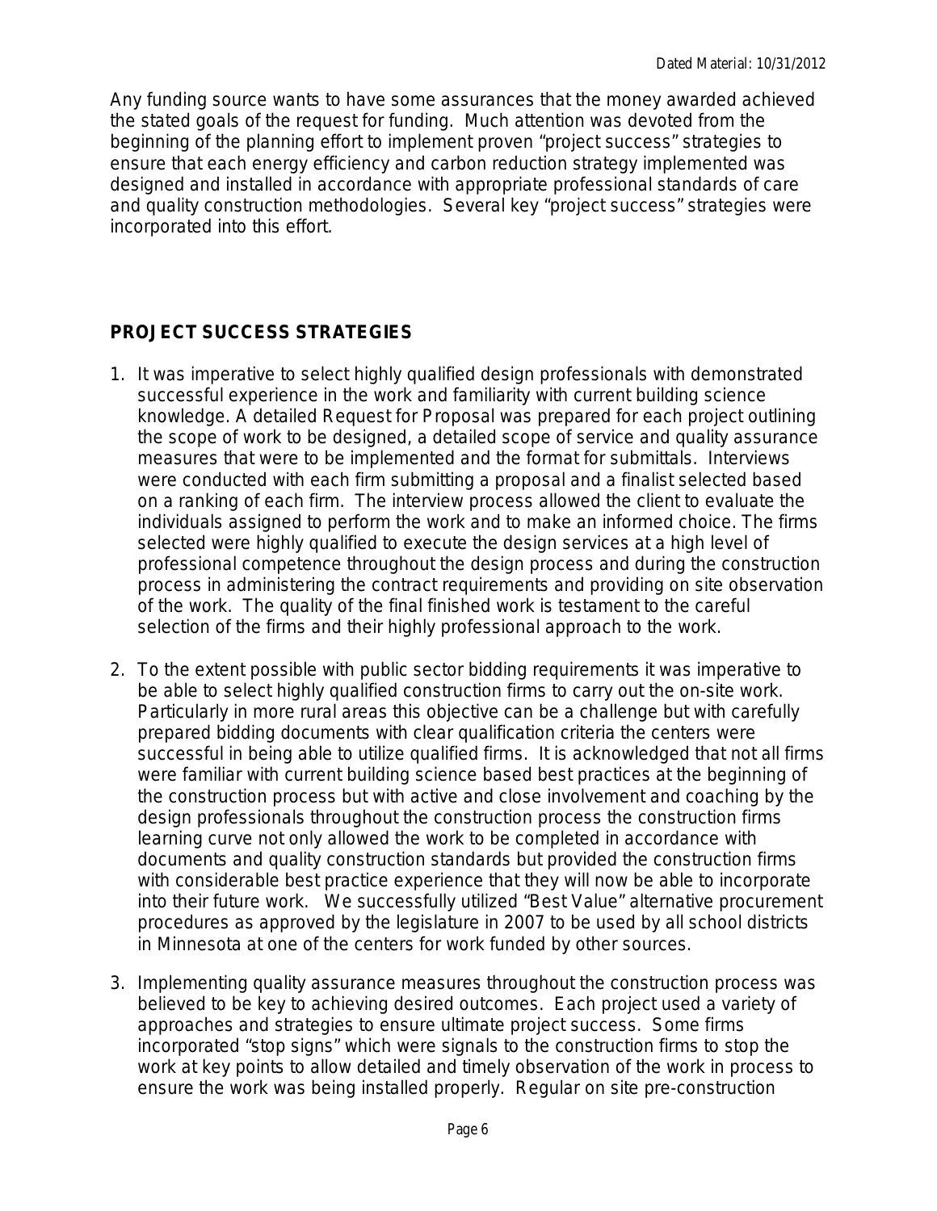Any funding source wants to have some assurances that the money awarded achieved the stated goals of the request for funding. Much attention was devoted from the beginning of the planning effort to implement proven "project success" strategies to ensure that each energy efficiency and carbon reduction strategy implemented was designed and installed in accordance with appropriate professional standards of care and quality construction methodologies. Several key "project success" strategies were incorporated into this effort.

## PROJECT SUCCESS STRATEGIES

1. It was imperative to select highly qualified design professionals with demonstrated successful experience in the work and familiarity with current building science knowledge. A detailed Request for Proposal was prepared for each project outlining the scope of work to be designed, a detailed scope of service and quality assurance measures that were to be implemented and the format for submittals. Interviews were conducted with each firm submitting a proposal and a finalist selected based on a ranking of each firm. The interview process allowed the client to evaluate the individuals assigned to perform the work and to make an informed choice. The firms selected were highly qualified to execute the design services at a high level of professional competence throughout the design process and during the construction process in administering the contract requirements and providing on site observation of the work. The quality of the final finished work is testament to the careful selection of the firms and their highly professional approach to the work.

2. To the extent possible with public sector bidding requirements it was imperative to be able to select highly qualified construction firms to carry out the on-site work. Particularly in more rural areas this objective can be a challenge but with carefully prepared bidding documents with clear qualification criteria the centers were successful in being able to utilize qualified firms. It is acknowledged that not all firms were familiar with current building science based best practices at the beginning of the construction process but with active and close involvement and coaching by the design professionals throughout the construction process the construction firms learning curve not only allowed the work to be completed in accordance with documents and quality construction standards but provided the construction firms with considerable best practice experience that they will now be able to incorporate into their future work. We successfully utilized "Best Value" alternative procurement procedures as approved by the legislature in 2007 to be used by all school districts in Minnesota at one of the centers for work funded by other sources.

3. Implementing quality assurance measures throughout the construction process was believed to be key to achieving desired outcomes. Each project used a variety of approaches and strategies to ensure ultimate project success. Some firms incorporated "stop signs" which were signals to the construction firms to stop the work at key points to allow detailed and timely observation of the work in process to ensure the work was being installed properly. Regular on site pre-construction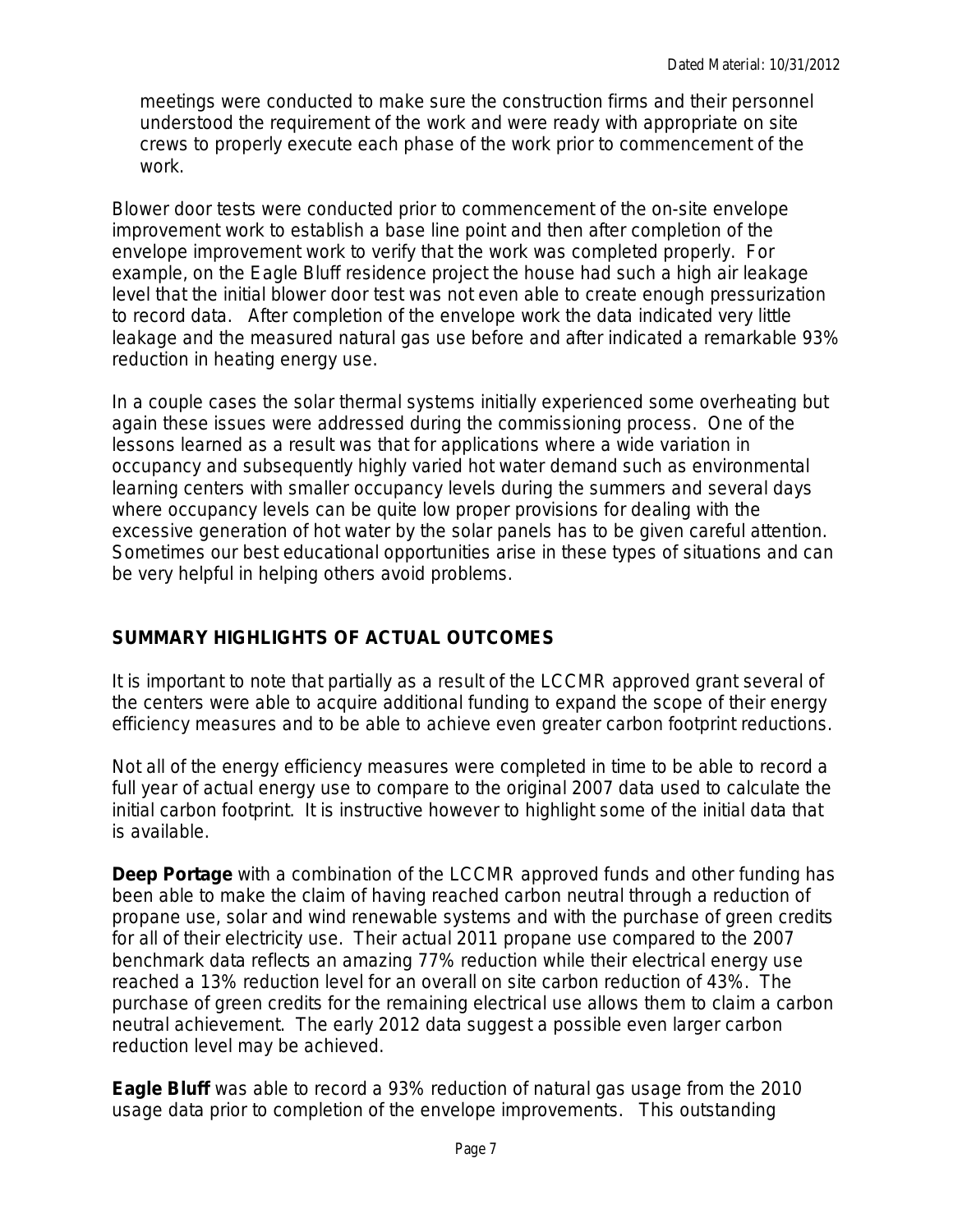meetings were conducted to make sure the construction firms and their personnel understood the requirement of the work and were ready with appropriate on site crews to properly execute each phase of the work prior to commencement of the work.

Blower door tests were conducted prior to commencement of the on-site envelope improvement work to establish a base line point and then after completion of the envelope improvement work to verify that the work was completed properly. For example, on the Eagle Bluff residence project the house had such a high air leakage level that the initial blower door test was not even able to create enough pressurization to record data. After completion of the envelope work the data indicated very little leakage and the measured natural gas use before and after indicated a remarkable 93% reduction in heating energy use.

In a couple cases the solar thermal systems initially experienced some overheating but again these issues were addressed during the commissioning process. One of the lessons learned as a result was that for applications where a wide variation in occupancy and subsequently highly varied hot water demand such as environmental learning centers with smaller occupancy levels during the summers and several days where occupancy levels can be quite low proper provisions for dealing with the excessive generation of hot water by the solar panels has to be given careful attention. Sometimes our best educational opportunities arise in these types of situations and can be very helpful in helping others avoid problems.

## SUMMARY HIGHLIGHTS OF ACTUAL OUTCOMES

It is important to note that partially as a result of the LCCMR approved grant several of the centers were able to acquire additional funding to expand the scope of their energy efficiency measures and to be able to achieve even greater carbon footprint reductions.

Not all of the energy efficiency measures were completed in time to be able to record a full year of actual energy use to compare to the original 2007 data used to calculate the initial carbon footprint. It is instructive however to highlight some of the initial data that is available.

**Deep Portage** with a combination of the LCCMR approved funds and other funding has been able to make the claim of having reached carbon neutral through a reduction of propane use, solar and wind renewable systems and with the purchase of green credits for all of their electricity use. Their actual 2011 propane use compared to the 2007 benchmark data reflects an amazing 77% reduction while their electrical energy use reached a 13% reduction level for an overall on site carbon reduction of 43%. The purchase of green credits for the remaining electrical use allows them to claim a carbon neutral achievement. The early 2012 data suggest a possible even larger carbon reduction level may be achieved.

**Eagle Bluff** was able to record a 93% reduction of natural gas usage from the 2010 usage data prior to completion of the envelope improvements. This outstanding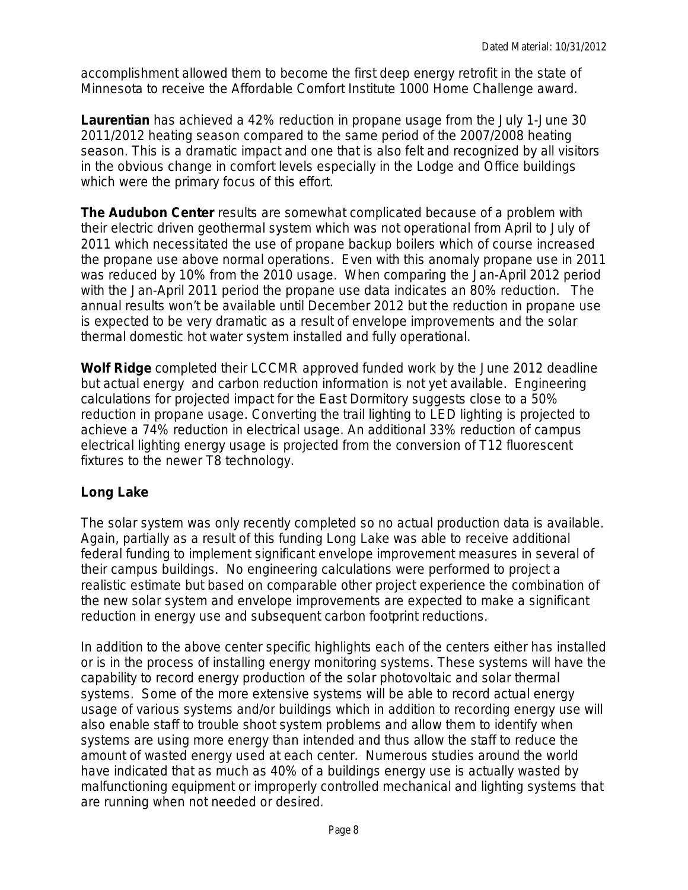accomplishment allowed them to become the first deep energy retrofit in the state of Minnesota to receive the Affordable Comfort Institute 1000 Home Challenge award.

**Laurentian** has achieved a 42% reduction in propane usage from the July 1-June 30 2011/2012 heating season compared to the same period of the 2007/2008 heating season. This is a dramatic impact and one that is also felt and recognized by all visitors in the obvious change in comfort levels especially in the Lodge and Office buildings which were the primary focus of this effort.

**The Audubon Center** results are somewhat complicated because of a problem with their electric driven geothermal system which was not operational from April to July of 2011 which necessitated the use of propane backup boilers which of course increased the propane use above normal operations. Even with this anomaly propane use in 2011 was reduced by 10% from the 2010 usage. When comparing the Jan-April 2012 period with the Jan-April 2011 period the propane use data indicates an 80% reduction. The annual results won't be available until December 2012 but the reduction in propane use is expected to be very dramatic as a result of envelope improvements and the solar thermal domestic hot water system installed and fully operational.

**Wolf Ridge** completed their LCCMR approved funded work by the June 2012 deadline but actual energy and carbon reduction information is not yet available. Engineering calculations for projected impact for the East Dormitory suggests close to a 50% reduction in propane usage. Converting the trail lighting to LED lighting is projected to achieve a 74% reduction in electrical usage. An additional 33% reduction of campus electrical lighting energy usage is projected from the conversion of T12 fluorescent fixtures to the newer T8 technology.

**Long Lake**

The solar system was only recently completed so no actual production data is available. Again, partially as a result of this funding Long Lake was able to receive additional federal funding to implement significant envelope improvement measures in several of their campus buildings. No engineering calculations were performed to project a realistic estimate but based on comparable other project experience the combination of the new solar system and envelope improvements are expected to make a significant reduction in energy use and subsequent carbon footprint reductions.

In addition to the above center specific highlights each of the centers either has installed or is in the process of installing energy monitoring systems. These systems will have the capability to record energy production of the solar photovoltaic and solar thermal systems. Some of the more extensive systems will be able to record actual energy usage of various systems and/or buildings which in addition to recording energy use will also enable staff to trouble shoot system problems and allow them to identify when systems are using more energy than intended and thus allow the staff to reduce the amount of wasted energy used at each center. Numerous studies around the world have indicated that as much as 40% of a buildings energy use is actually wasted by malfunctioning equipment or improperly controlled mechanical and lighting systems that are running when not needed or desired.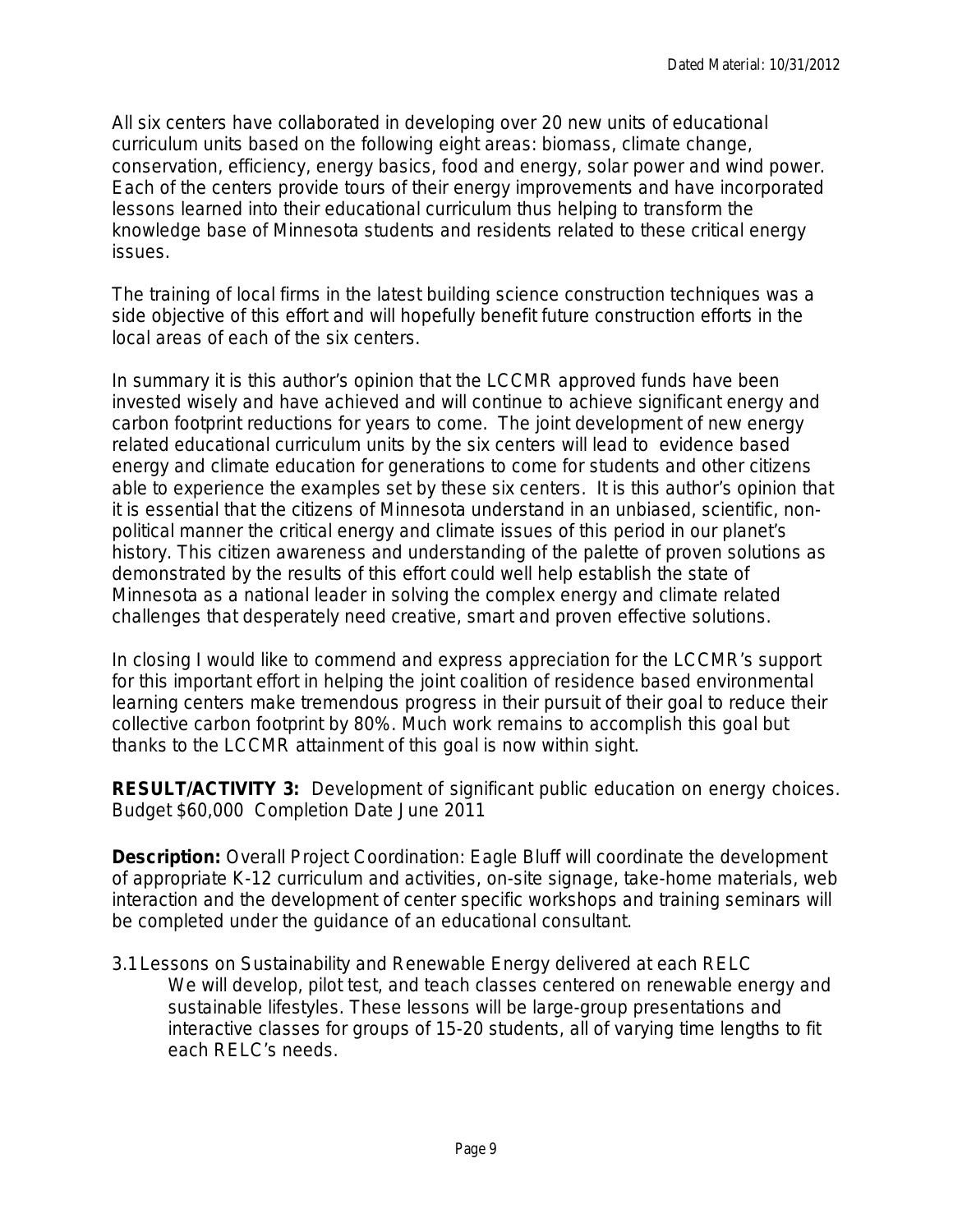All six centers have collaborated in developing over 20 new units of educational curriculum units based on the following eight areas: biomass, climate change, conservation, efficiency, energy basics, food and energy, solar power and wind power. Each of the centers provide tours of their energy improvements and have incorporated lessons learned into their educational curriculum thus helping to transform the knowledge base of Minnesota students and residents related to these critical energy issues.

The training of local firms in the latest building science construction techniques was a side objective of this effort and will hopefully benefit future construction efforts in the local areas of each of the six centers.

In summary it is this author's opinion that the LCCMR approved funds have been invested wisely and have achieved and will continue to achieve significant energy and carbon footprint reductions for years to come. The joint development of new energy related educational curriculum units by the six centers will lead to evidence based energy and climate education for generations to come for students and other citizens able to experience the examples set by these six centers. It is this author's opinion that it is essential that the citizens of Minnesota understand in an unbiased, scientific, non-political manner the critical energy and climate issues of this period in our planet's history. This citizen awareness and understanding of the palette of proven solutions as demonstrated by the results of this effort could well help establish the state of Minnesota as a national leader in solving the complex energy and climate related challenges that desperately need creative, smart and proven effective solutions.

In closing I would like to commend and express appreciation for the LCCMR's support for this important effort in helping the joint coalition of residence based environmental learning centers make tremendous progress in their pursuit of their goal to reduce their collective carbon footprint by 80%. Much work remains to accomplish this goal but thanks to the LCCMR attainment of this goal is now within sight.

**RESULT/ACTIVITY 3:** Development of significant public education on energy choices. Budget $60,000 Completion Date June 2011

**Description:** Overall Project Coordination: Eagle Bluff will coordinate the development of appropriate K-12 curriculum and activities, on-site signage, take-home materials, web interaction and the development of center specific workshops and training seminars will be completed under the guidance of an educational consultant.

3.1 Lessons on Sustainability and Renewable Energy delivered at each RELC

We will develop, pilot test, and teach classes centered on renewable energy and sustainable lifestyles. These lessons will be large-group presentations and interactive classes for groups of 15-20 students, all of varying time lengths to fit each RELC's needs.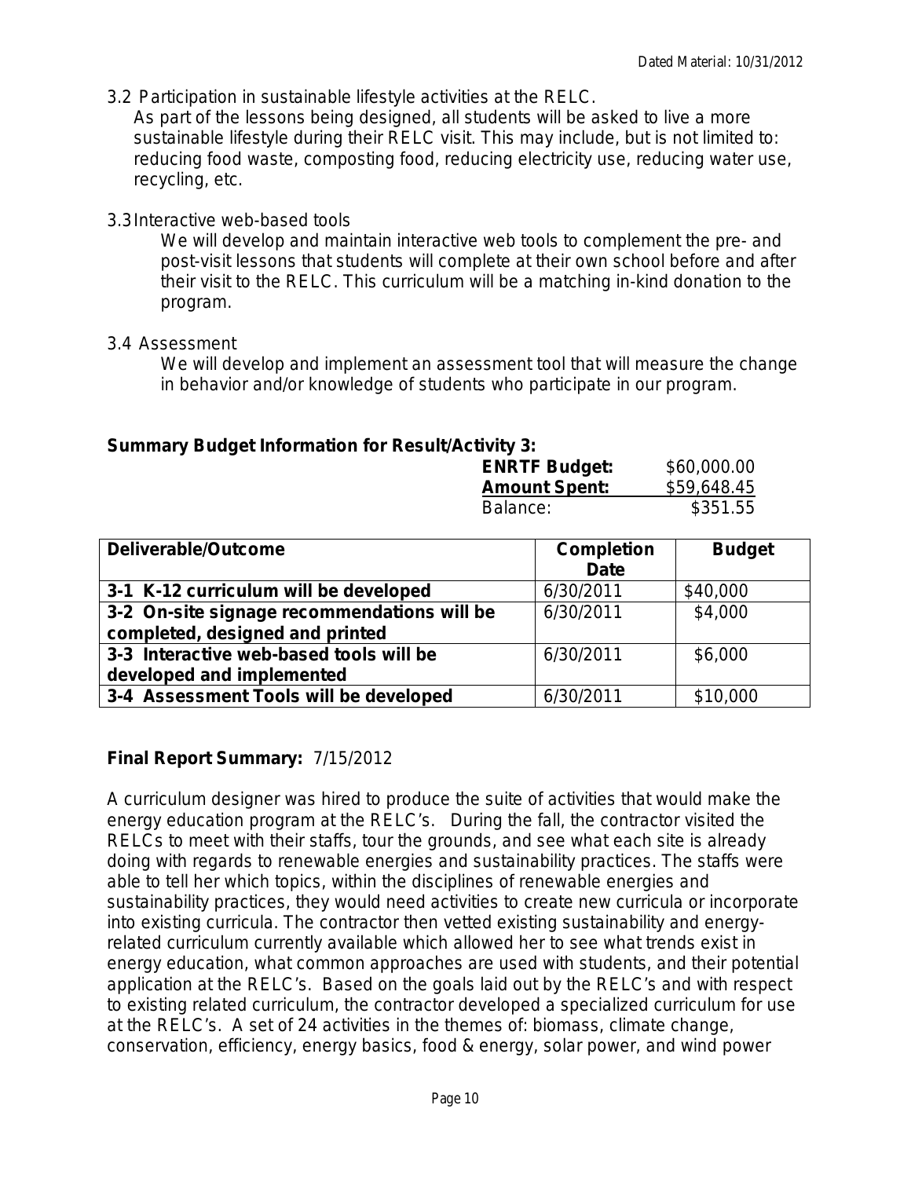3.2 Participation in sustainable lifestyle activities at the RELC.

As part of the lessons being designed, all students will be asked to live a more sustainable lifestyle during their RELC visit. This may include, but is not limited to: reducing food waste, composting food, reducing electricity use, reducing water use, recycling, etc.

3.3 Interactive web-based tools

We will develop and maintain interactive web tools to complement the pre- and post-visit lessons that students will complete at their own school before and after their visit to the RELC. This curriculum will be a matching in-kind donation to the program.

3.4 Assessment

We will develop and implement an assessment tool that will measure the change in behavior and/or knowledge of students who participate in our program.

**Summary Budget Information for Result/Activity 3:**

| | |
|---|---|
| **ENRTF Budget:** | $60,000.00 |
| **Amount Spent:** | $59,648.45 |
| Balance: | $351.55 |

| Deliverable/Outcome | Completion Date | Budget |
|---|---|---|
| **3-1 K-12 curriculum will be developed** | 6/30/2011 | $40,000 |
| **3-2 On-site signage recommendations will be completed, designed and printed** | 6/30/2011 | $4,000 |
| **3-3 Interactive web-based tools will be developed and implemented** | 6/30/2011 | $6,000 |
| **3-4 Assessment Tools will be developed** | 6/30/2011 | $10,000 |

**Final Report Summary:** 7/15/2012

A curriculum designer was hired to produce the suite of activities that would make the energy education program at the RELC's. During the fall, the contractor visited the RELCs to meet with their staffs, tour the grounds, and see what each site is already doing with regards to renewable energies and sustainability practices. The staffs were able to tell her which topics, within the disciplines of renewable energies and sustainability practices, they would need activities to create new curricula or incorporate into existing curricula. The contractor then vetted existing sustainability and energy-related curriculum currently available which allowed her to see what trends exist in energy education, what common approaches are used with students, and their potential application at the RELC's. Based on the goals laid out by the RELC's and with respect to existing related curriculum, the contractor developed a specialized curriculum for use at the RELC's. A set of 24 activities in the themes of: biomass, climate change, conservation, efficiency, energy basics, food & energy, solar power, and wind power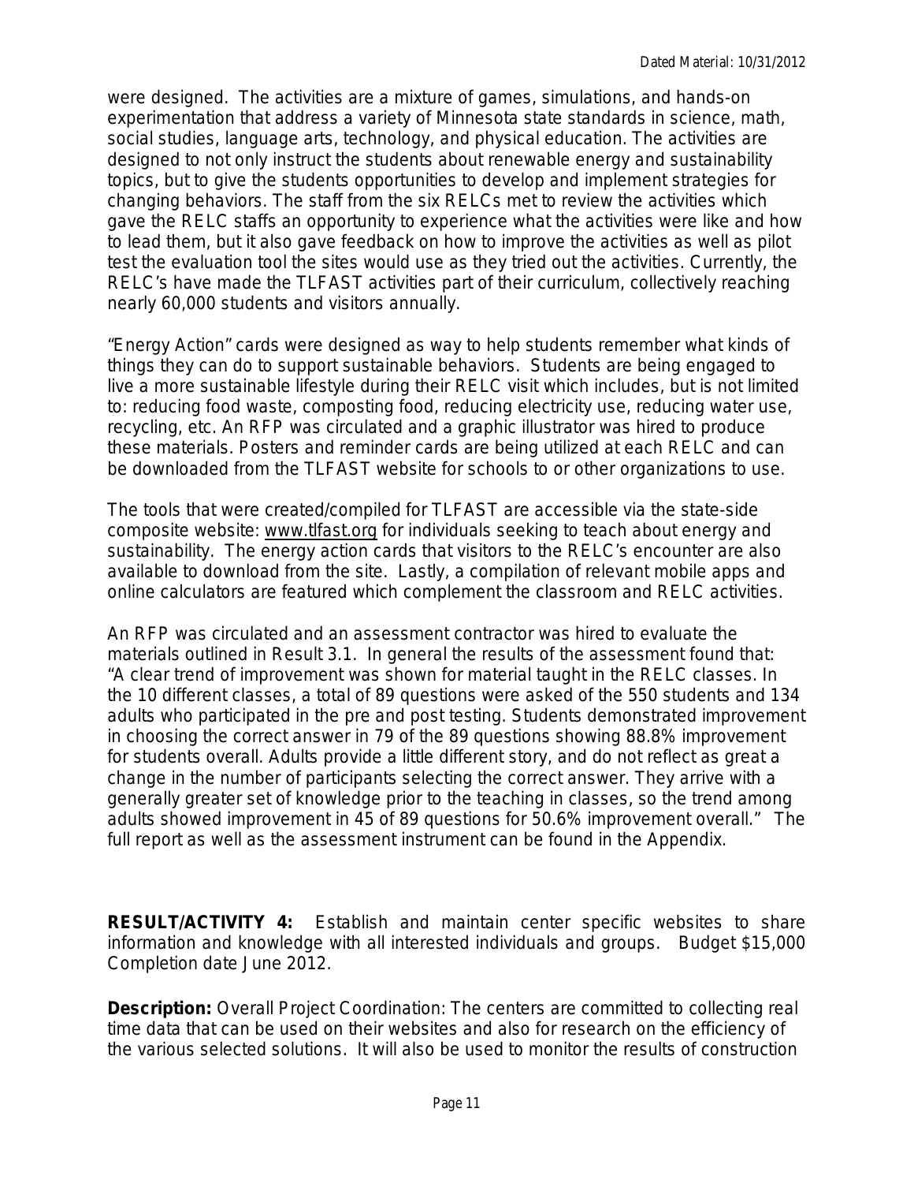were designed. The activities are a mixture of games, simulations, and hands-on experimentation that address a variety of Minnesota state standards in science, math, social studies, language arts, technology, and physical education. The activities are designed to not only instruct the students about renewable energy and sustainability topics, but to give the students opportunities to develop and implement strategies for changing behaviors. The staff from the six RELCs met to review the activities which gave the RELC staffs an opportunity to experience what the activities were like and how to lead them, but it also gave feedback on how to improve the activities as well as pilot test the evaluation tool the sites would use as they tried out the activities. Currently, the RELC's have made the TLFAST activities part of their curriculum, collectively reaching nearly 60,000 students and visitors annually.

"Energy Action" cards were designed as way to help students remember what kinds of things they can do to support sustainable behaviors. Students are being engaged to live a more sustainable lifestyle during their RELC visit which includes, but is not limited to: reducing food waste, composting food, reducing electricity use, reducing water use, recycling, etc. An RFP was circulated and a graphic illustrator was hired to produce these materials. Posters and reminder cards are being utilized at each RELC and can be downloaded from the TLFAST website for schools to or other organizations to use.

The tools that were created/compiled for TLFAST are accessible via the state-side composite website: www.tlfast.org for individuals seeking to teach about energy and sustainability. The energy action cards that visitors to the RELC's encounter are also available to download from the site. Lastly, a compilation of relevant mobile apps and online calculators are featured which complement the classroom and RELC activities.

An RFP was circulated and an assessment contractor was hired to evaluate the materials outlined in Result 3.1. In general the results of the assessment found that: "A clear trend of improvement was shown for material taught in the RELC classes. In the 10 different classes, a total of 89 questions were asked of the 550 students and 134 adults who participated in the pre and post testing. Students demonstrated improvement in choosing the correct answer in 79 of the 89 questions showing 88.8% improvement for students overall. Adults provide a little different story, and do not reflect as great a change in the number of participants selecting the correct answer. They arrive with a generally greater set of knowledge prior to the teaching in classes, so the trend among adults showed improvement in 45 of 89 questions for 50.6% improvement overall." The full report as well as the assessment instrument can be found in the Appendix.

**RESULT/ACTIVITY 4:** Establish and maintain center specific websites to share information and knowledge with all interested individuals and groups. Budget $15,000 Completion date June 2012.

**Description:** Overall Project Coordination: The centers are committed to collecting real time data that can be used on their websites and also for research on the efficiency of the various selected solutions. It will also be used to monitor the results of construction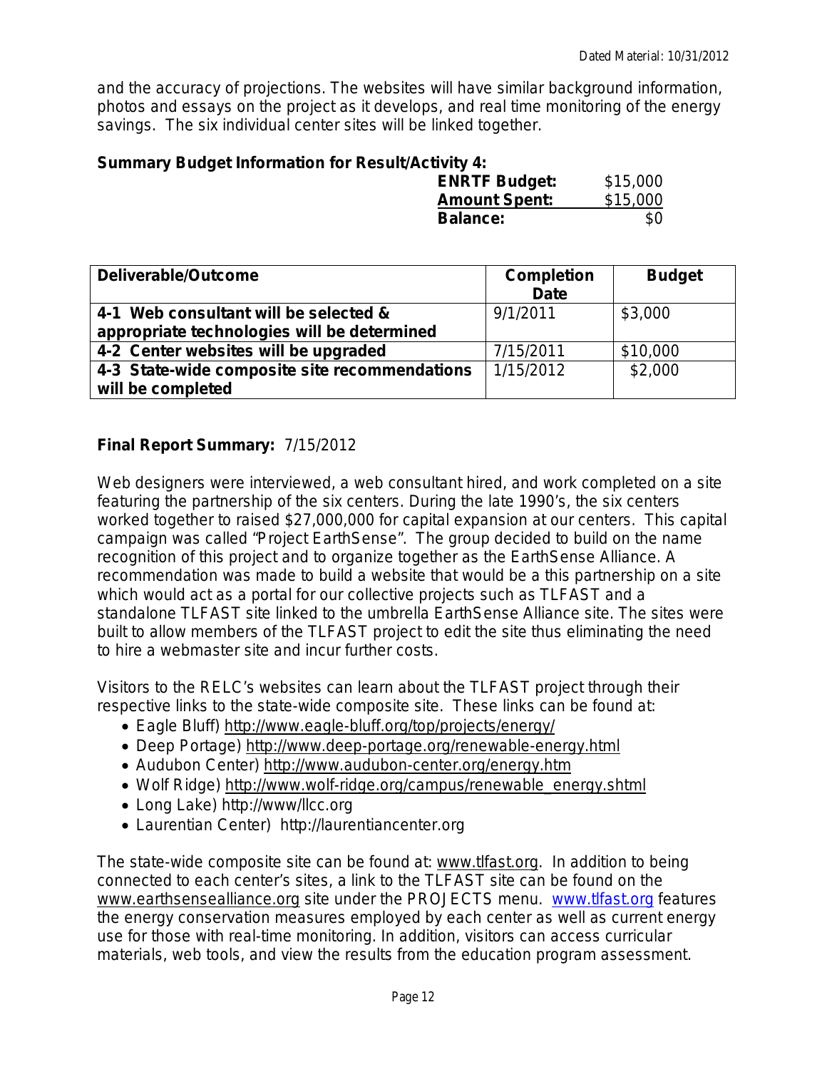and the accuracy of projections. The websites will have similar background information, photos and essays on the project as it develops, and real time monitoring of the energy savings. The six individual center sites will be linked together.

**Summary Budget Information for Result/Activity 4:**

| | |
|---|---|
| **ENRTF Budget:** | $15,000 |
| **Amount Spent:** | $15,000 |
| **Balance:** | $0 |

| Deliverable/Outcome | Completion Date | Budget |
|---|---|---|
| **4-1 Web consultant will be selected & appropriate technologies will be determined** | 9/1/2011 | $3,000 |
| **4-2 Center websites will be upgraded** | 7/15/2011 | $10,000 |
| **4-3 State-wide composite site recommendations will be completed** | 1/15/2012 | $2,000 |

**Final Report Summary:** 7/15/2012

Web designers were interviewed, a web consultant hired, and work completed on a site featuring the partnership of the six centers. During the late 1990's, the six centers worked together to raised $27,000,000 for capital expansion at our centers. This capital campaign was called "Project EarthSense". The group decided to build on the name recognition of this project and to organize together as the EarthSense Alliance. A recommendation was made to build a website that would be a this partnership on a site which would act as a portal for our collective projects such as TLFAST and a standalone TLFAST site linked to the umbrella EarthSense Alliance site. The sites were built to allow members of the TLFAST project to edit the site thus eliminating the need to hire a webmaster site and incur further costs.

Visitors to the RELC's websites can learn about the TLFAST project through their respective links to the state-wide composite site. These links can be found at:

- Eagle Bluff) http://www.eagle-bluff.org/top/projects/energy/
- Deep Portage) http://www.deep-portage.org/renewable-energy.html
- Audubon Center) http://www.audubon-center.org/energy.htm
- Wolf Ridge) http://www.wolf-ridge.org/campus/renewable_energy.shtml
- Long Lake) http://www/llcc.org
- Laurentian Center) http://laurentiancenter.org

The state-wide composite site can be found at: www.tlfast.org. In addition to being connected to each center's sites, a link to the TLFAST site can be found on the www.earthsensealliance.org site under the PROJECTS menu. www.tlfast.org features the energy conservation measures employed by each center as well as current energy use for those with real-time monitoring. In addition, visitors can access curricular materials, web tools, and view the results from the education program assessment.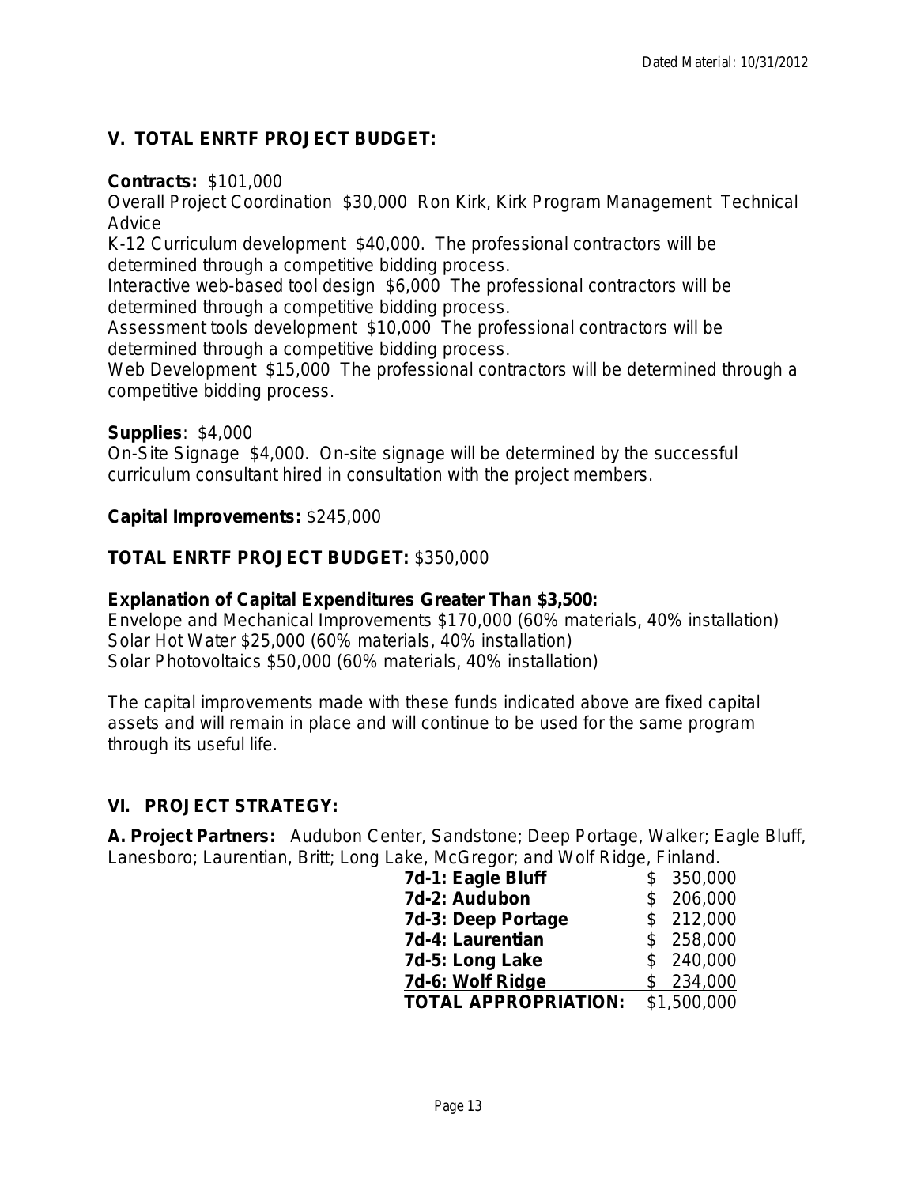Dated Material: 10/31/2012

## V. TOTAL ENRTF PROJECT BUDGET:

**Contracts:** $101,000
Overall Project Coordination $30,000 Ron Kirk, Kirk Program Management Technical Advice
K-12 Curriculum development $40,000. The professional contractors will be determined through a competitive bidding process.
Interactive web-based tool design $6,000 The professional contractors will be determined through a competitive bidding process.
Assessment tools development $10,000 The professional contractors will be determined through a competitive bidding process.
Web Development $15,000 The professional contractors will be determined through a competitive bidding process.

**Supplies**: $4,000
On-Site Signage $4,000. On-site signage will be determined by the successful curriculum consultant hired in consultation with the project members.

**Capital Improvements:** $245,000

**TOTAL ENRTF PROJECT BUDGET:** $350,000

**Explanation of Capital Expenditures Greater Than $3,500:**
Envelope and Mechanical Improvements $170,000 (60% materials, 40% installation)
Solar Hot Water $25,000 (60% materials, 40% installation)
Solar Photovoltaics $50,000 (60% materials, 40% installation)

The capital improvements made with these funds indicated above are fixed capital assets and will remain in place and will continue to be used for the same program through its useful life.

## VI. PROJECT STRATEGY:

**A. Project Partners:** Audubon Center, Sandstone; Deep Portage, Walker; Eagle Bluff, Lanesboro; Laurentian, Britt; Long Lake, McGregor; and Wolf Ridge, Finland.

| | |
|---|---|
| **7d-1: Eagle Bluff** | $ 350,000 |
| **7d-2: Audubon** | $ 206,000 |
| **7d-3: Deep Portage** | $ 212,000 |
| **7d-4: Laurentian** | $ 258,000 |
| **7d-5: Long Lake** | $ 240,000 |
| **7d-6: Wolf Ridge** | $ 234,000 |
| **TOTAL APPROPRIATION:** | $1,500,000 |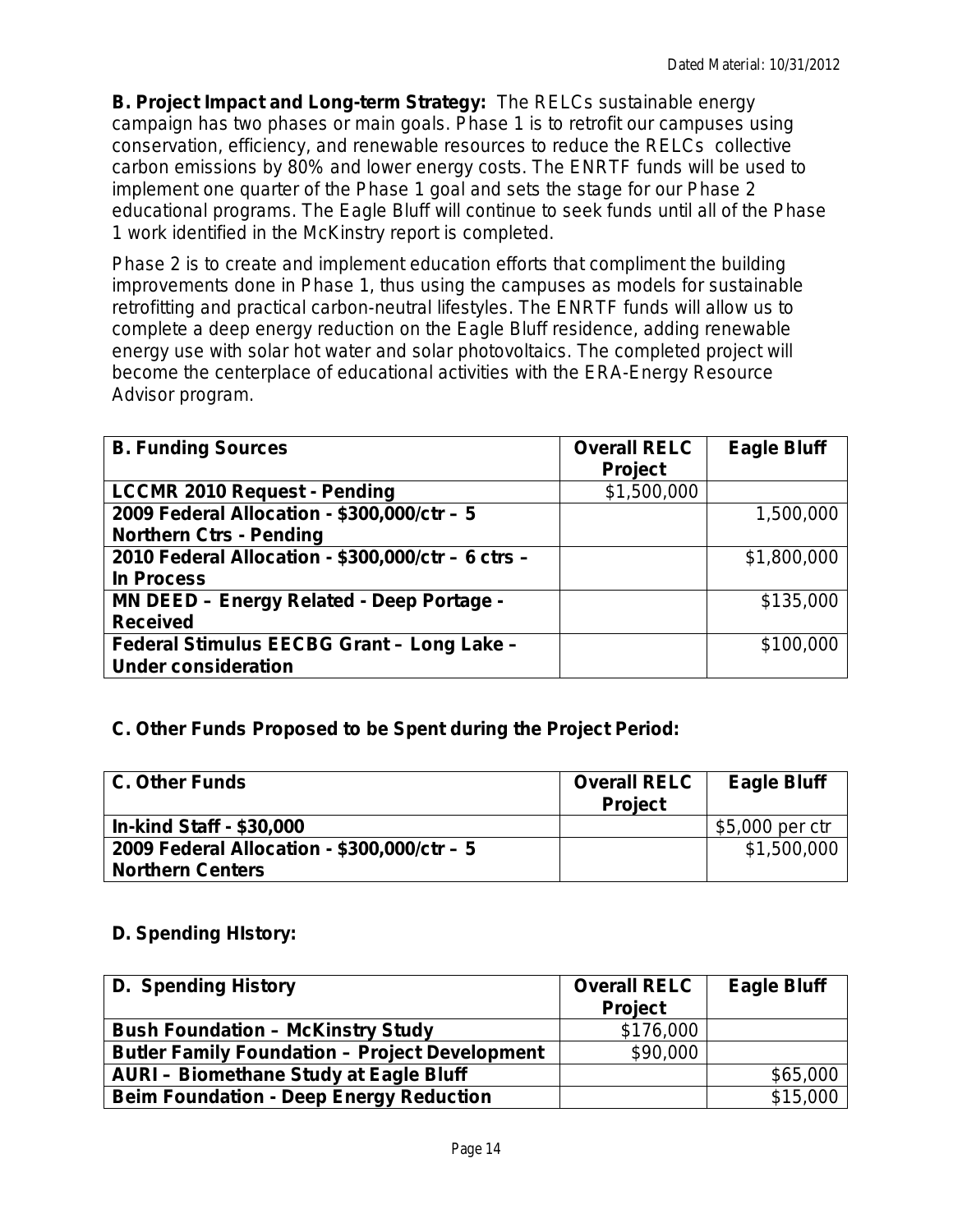**B. Project Impact and Long-term Strategy:** The RELCs sustainable energy campaign has two phases or main goals. Phase 1 is to retrofit our campuses using conservation, efficiency, and renewable resources to reduce the RELCs collective carbon emissions by 80% and lower energy costs. The ENRTF funds will be used to implement one quarter of the Phase 1 goal and sets the stage for our Phase 2 educational programs. The Eagle Bluff will continue to seek funds until all of the Phase 1 work identified in the McKinstry report is completed.

Phase 2 is to create and implement education efforts that compliment the building improvements done in Phase 1, thus using the campuses as models for sustainable retrofitting and practical carbon-neutral lifestyles. The ENRTF funds will allow us to complete a deep energy reduction on the Eagle Bluff residence, adding renewable energy use with solar hot water and solar photovoltaics. The completed project will become the centerplace of educational activities with the ERA-Energy Resource Advisor program.

| B. Funding Sources | Overall RELC Project | Eagle Bluff |
|---|---|---|
| LCCMR 2010 Request - Pending | $1,500,000 | |
| 2009 Federal Allocation - $300,000/ctr – 5 Northern Ctrs - Pending | | 1,500,000 |
| 2010 Federal Allocation - $300,000/ctr – 6 ctrs – In Process | | $1,800,000 |
| MN DEED – Energy Related - Deep Portage - Received | | $135,000 |
| Federal Stimulus EECBG Grant – Long Lake – Under consideration | | $100,000 |

**C. Other Funds Proposed to be Spent during the Project Period:**

| C. Other Funds | Overall RELC Project | Eagle Bluff |
|---|---|---|
| In-kind Staff - $30,000 | | $5,000 per ctr |
| 2009 Federal Allocation - $300,000/ctr – 5 Northern Centers | | $1,500,000 |

**D. Spending HIstory:**

| D. Spending History | Overall RELC Project | Eagle Bluff |
|---|---|---|
| Bush Foundation – McKinstry Study | $176,000 | |
| Butler Family Foundation – Project Development | $90,000 | |
| AURI – Biomethane Study at Eagle Bluff | | $65,000 |
| Beim Foundation - Deep Energy Reduction | | $15,000 |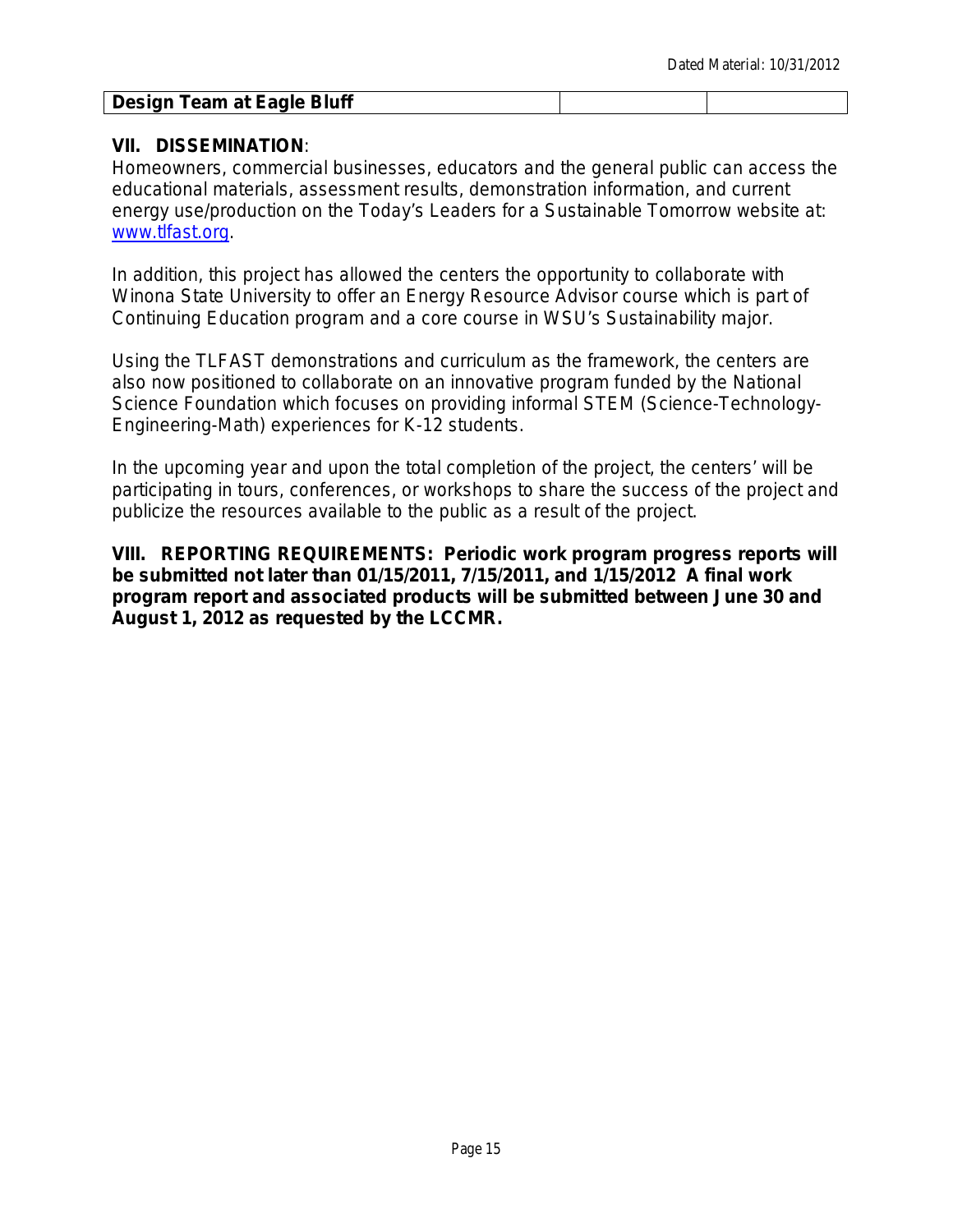| Design Team at Eagle Bluff | | |
|---|---|---|

**VII. DISSEMINATION**:

Homeowners, commercial businesses, educators and the general public can access the educational materials, assessment results, demonstration information, and current energy use/production on the Today's Leaders for a Sustainable Tomorrow website at: www.tlfast.org.

In addition, this project has allowed the centers the opportunity to collaborate with Winona State University to offer an Energy Resource Advisor course which is part of Continuing Education program and a core course in WSU's Sustainability major.

Using the TLFAST demonstrations and curriculum as the framework, the centers are also now positioned to collaborate on an innovative program funded by the National Science Foundation which focuses on providing informal STEM (Science-Technology-Engineering-Math) experiences for K-12 students.

In the upcoming year and upon the total completion of the project, the centers' will be participating in tours, conferences, or workshops to share the success of the project and publicize the resources available to the public as a result of the project.

**VIII. REPORTING REQUIREMENTS: Periodic work program progress reports will be submitted not later than 01/15/2011, 7/15/2011, and 1/15/2012 A final work program report and associated products will be submitted between June 30 and August 1, 2012 as requested by the LCCMR.**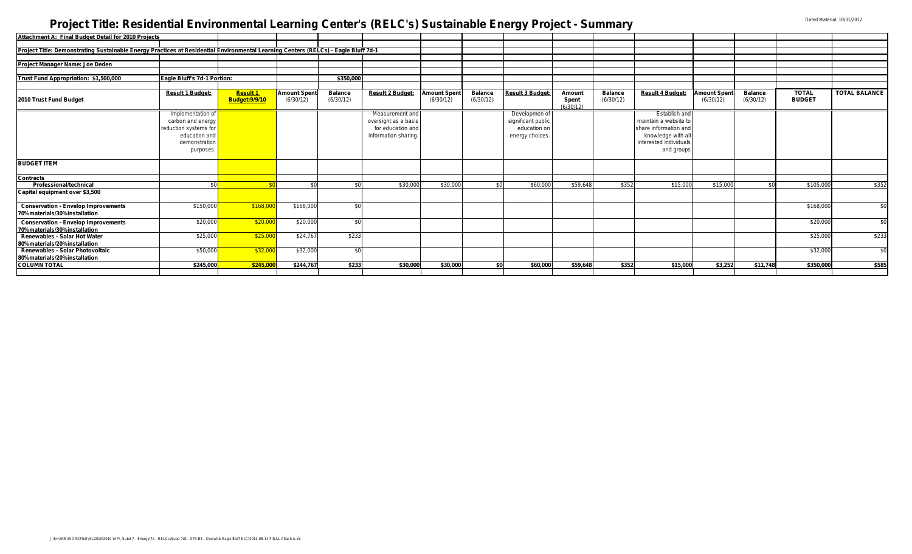# Project Title: Residential Environmental Learning Center's (RELC's) Sustainable Energy Project - Summary

Dated Material: 10/31/2012

**Attachment A: Final Budget Detail for 2010 Projects**

**Project Title: Demonstrating Sustainable Energy Practices at Residential Environmental Learning Centers (RELCs) - Eagle Bluff 7d-1**

**Project Manager Name: Joe Deden**

**Trust Fund Appropriation: $1,500,000** | **Eagle Bluff's 7d-1 Portion:** $350,000

| 2010 Trust Fund Budget | Result 1 Budget: | Result 1 Budget:9/9/10 | Amount Spent (6/30/12) | Balance (6/30/12) | Result 2 Budget: | Amount Spent (6/30/12) | Balance (6/30/12) | Result 3 Budget: | Amount Spent (6/30/12) | Balance (6/30/12) | Result 4 Budget: | Amount Spent (6/30/12) | Balance (6/30/12) | TOTAL BUDGET | TOTAL BALANCE |
|---|---|---|---|---|---|---|---|---|---|---|---|---|---|---|---|
| | Implementation of carbon and energy reduction systems for education and demonstration purposes. | | | | Measurement and oversight as a basis for education and information sharing. | | | Developmen of significant public education on energy choices. | | | Establish and maintain a website to share information and knowledge with all interested individuals and groups | | | | |
| **BUDGET ITEM** | | | | | | | | | | | | | | | |
| **Contracts** | | | | | | | | | | | | | | | |
| **Professional/technical** | $0 | $0 | $0 | $0 | $30,000 | $30,000 | $0 | $60,000 | $59,648 | $352 | $15,000 | $15,000 | $0 | $105,000 | $352 |
| **Capital equipment over $3,500** | | | | | | | | | | | | | | | |
| **Conservation - Envelop Improvements 70%materials/30%installation** | $150,000 | $168,000 | $168,000 | $0 | | | | | | | | | | $168,000 | $0 |
| **Conservation - Envelop Improvements 70%materials/30%installation** | $20,000 | $20,000 | $20,000 | $0 | | | | | | | | | | $20,000 | $0 |
| **Renewables - Solar Hot Water 80%materials/20%installation** | $25,000 | $25,000 | $24,767 | $233 | | | | | | | | | | $25,000 | $233 |
| **Renewables - Solar Photovoltaic 80%materials/20%installation** | $50,000 | $32,000 | $32,000 | $0 | | | | | | | | | | $32,000 | $0 |
| **COLUMN TOTAL** | **$245,000** | **$245,000** | **$244,767** | **$233** | **$30,000** | **$30,000** | **$0** | **$60,000** | **$59,648** | **$352** | **$15,000** | **$3,252** | **$11,748** | **$350,000** | **$585** |